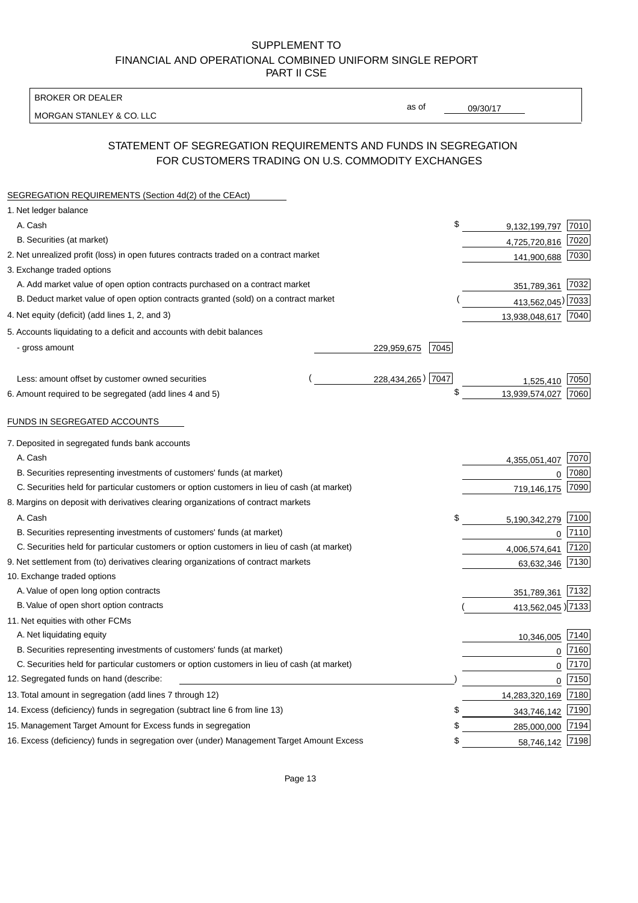SUPPLEMENT TO
FINANCIAL AND OPERATIONAL COMBINED UNIFORM SINGLE REPORT
PART II CSE

| BROKER OR DEALER | | |
|---|---|---|
| MORGAN STANLEY & CO. LLC | as of | 09/30/17 |

## STATEMENT OF SEGREGATION REQUIREMENTS AND FUNDS IN SEGREGATION FOR CUSTOMERS TRADING ON U.S. COMMODITY EXCHANGES

| SEGREGATION REQUIREMENTS (Section 4d(2) of the CEAct) | | | | |
|---|---|---|---|---|
| 1. Net ledger balance | | | | |
| A. Cash | | | $ 9,132,199,797 | 7010 |
| B. Securities (at market) | | | 4,725,720,816 | 7020 |
| 2. Net unrealized profit (loss) in open futures contracts traded on a contract market | | | 141,900,688 | 7030 |
| 3. Exchange traded options | | | | |
| A. Add market value of open option contracts purchased on a contract market | | | 351,789,361 | 7032 |
| B. Deduct market value of open option contracts granted (sold) on a contract market | | | (413,562,045) | 7033 |
| 4. Net equity (deficit) (add lines 1, 2, and 3) | | | 13,938,048,617 | 7040 |
| 5. Accounts liquidating to a deficit and accounts with debit balances | | | | |
| - gross amount | 229,959,675 | 7045 | | |
| Less: amount offset by customer owned securities | (228,434,265) | 7047 | 1,525,410 | 7050 |
| 6. Amount required to be segregated (add lines 4 and 5) | | | $ 13,939,574,027 | 7060 |

| FUNDS IN SEGREGATED ACCOUNTS | | |
|---|---|---|
| 7. Deposited in segregated funds bank accounts | | |
| A. Cash | 4,355,051,407 | 7070 |
| B. Securities representing investments of customers' funds (at market) | 0 | 7080 |
| C. Securities held for particular customers or option customers in lieu of cash (at market) | 719,146,175 | 7090 |
| 8. Margins on deposit with derivatives clearing organizations of contract markets | | |
| A. Cash | $ 5,190,342,279 | 7100 |
| B. Securities representing investments of customers' funds (at market) | 0 | 7110 |
| C. Securities held for particular customers or option customers in lieu of cash (at market) | 4,006,574,641 | 7120 |
| 9. Net settlement from (to) derivatives clearing organizations of contract markets | 63,632,346 | 7130 |
| 10. Exchange traded options | | |
| A. Value of open long option contracts | 351,789,361 | 7132 |
| B. Value of open short option contracts | (413,562,045) | 7133 |
| 11. Net equities with other FCMs | | |
| A. Net liquidating equity | 10,346,005 | 7140 |
| B. Securities representing investments of customers' funds (at market) | 0 | 7160 |
| C. Securities held for particular customers or option customers in lieu of cash (at market) | 0 | 7170 |
| 12. Segregated funds on hand (describe: ) | 0 | 7150 |
| 13. Total amount in segregation (add lines 7 through 12) | 14,283,320,169 | 7180 |
| 14. Excess (deficiency) funds in segregation (subtract line 6 from line 13) | $ 343,746,142 | 7190 |
| 15. Management Target Amount for Excess funds in segregation | $ 285,000,000 | 7194 |
| 16. Excess (deficiency) funds in segregation over (under) Management Target Amount Excess | $ 58,746,142 | 7198 |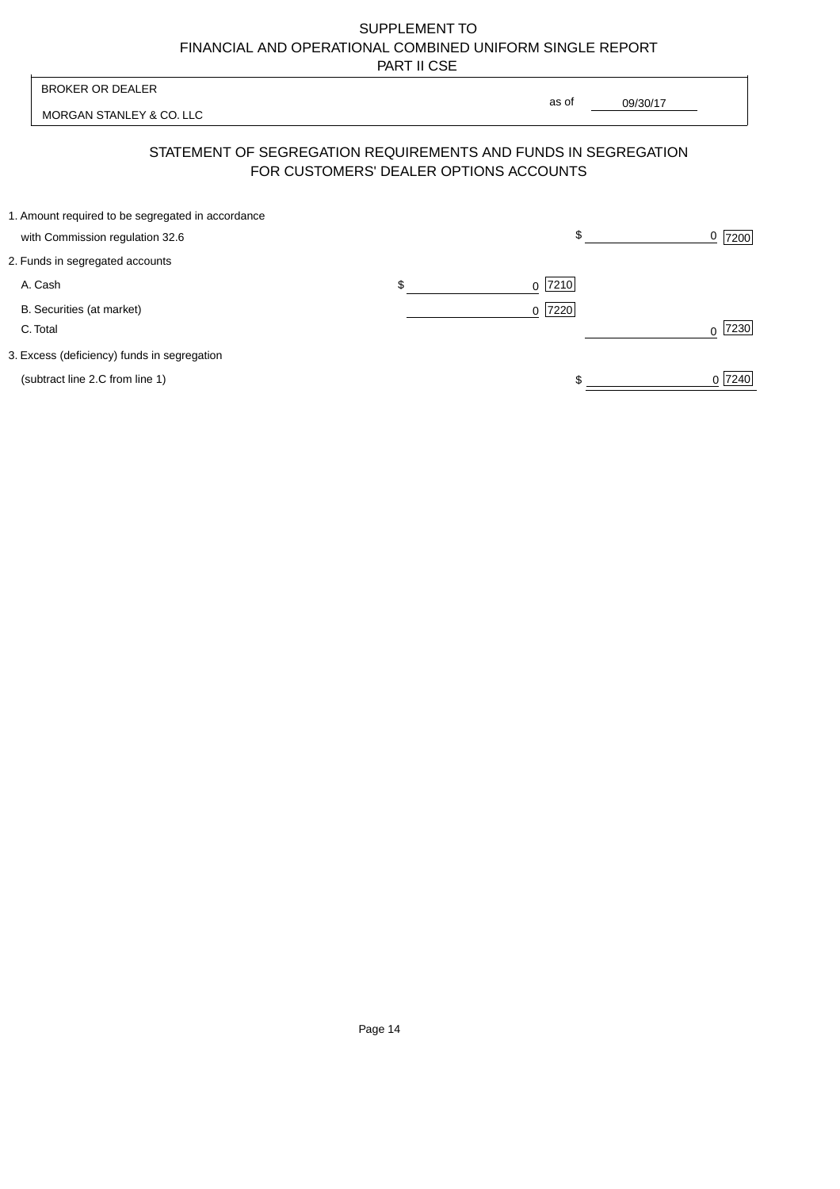SUPPLEMENT TO
FINANCIAL AND OPERATIONAL COMBINED UNIFORM SINGLE REPORT
PART II CSE

BROKER OR DEALER

MORGAN STANLEY & CO. LLC

as of 09/30/17

# STATEMENT OF SEGREGATION REQUIREMENTS AND FUNDS IN SEGREGATION FOR CUSTOMERS' DEALER OPTIONS ACCOUNTS

| | | | | |
|---|---|---|---|---|
| 1. Amount required to be segregated in accordance with Commission regulation 32.6 | | | $ 0 | 7200 |
| 2. Funds in segregated accounts | | | | |
| A. Cash | $ 0 | 7210 | | |
| B. Securities (at market) | 0 | 7220 | | |
| C. Total | | | 0 | 7230 |
| 3. Excess (deficiency) funds in segregation (subtract line 2.C from line 1) | | | $ 0 | 7240 |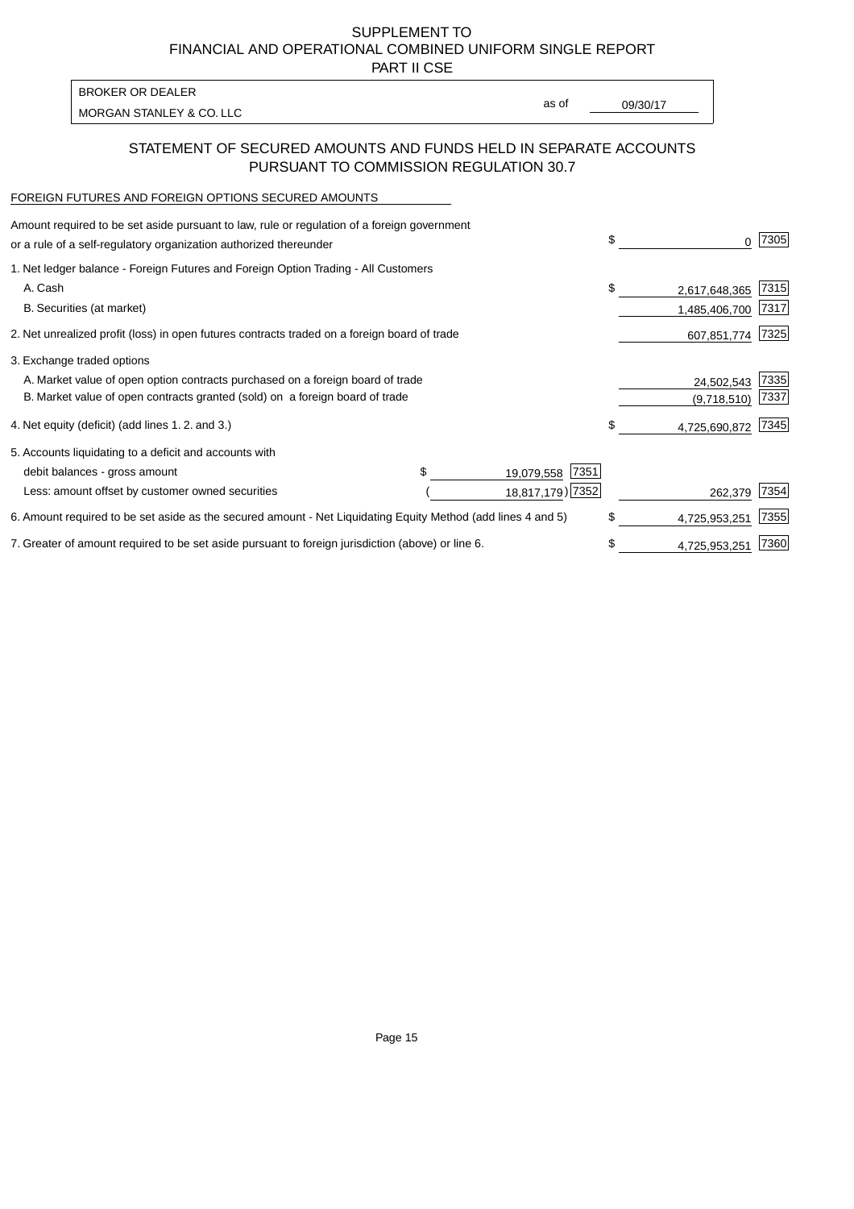SUPPLEMENT TO
FINANCIAL AND OPERATIONAL COMBINED UNIFORM SINGLE REPORT
PART II CSE

BROKER OR DEALER
MORGAN STANLEY & CO. LLC

as of 09/30/17

## STATEMENT OF SECURED AMOUNTS AND FUNDS HELD IN SEPARATE ACCOUNTS PURSUANT TO COMMISSION REGULATION 30.7

FOREIGN FUTURES AND FOREIGN OPTIONS SECURED AMOUNTS

| | | | | |
|---|---|---|---|---|
| Amount required to be set aside pursuant to law, rule or regulation of a foreign government or a rule of a self-regulatory organization authorized thereunder | | | $ 0 | 7305 |
| 1. Net ledger balance - Foreign Futures and Foreign Option Trading - All Customers | | | | |
| A. Cash | | | $ 2,617,648,365 | 7315 |
| B. Securities (at market) | | | 1,485,406,700 | 7317 |
| 2. Net unrealized profit (loss) in open futures contracts traded on a foreign board of trade | | | 607,851,774 | 7325 |
| 3. Exchange traded options | | | | |
| A. Market value of open option contracts purchased on a foreign board of trade | | | 24,502,543 | 7335 |
| B. Market value of open contracts granted (sold) on a foreign board of trade | | | (9,718,510) | 7337 |
| 4. Net equity (deficit) (add lines 1. 2. and 3.) | | | $ 4,725,690,872 | 7345 |
| 5. Accounts liquidating to a deficit and accounts with | | | | |
| debit balances - gross amount | $ 19,079,558 | 7351 | | |
| Less: amount offset by customer owned securities | ( 18,817,179) | 7352 | 262,379 | 7354 |
| 6. Amount required to be set aside as the secured amount - Net Liquidating Equity Method (add lines 4 and 5) | | | $ 4,725,953,251 | 7355 |
| 7. Greater of amount required to be set aside pursuant to foreign jurisdiction (above) or line 6. | | | $ 4,725,953,251 | 7360 |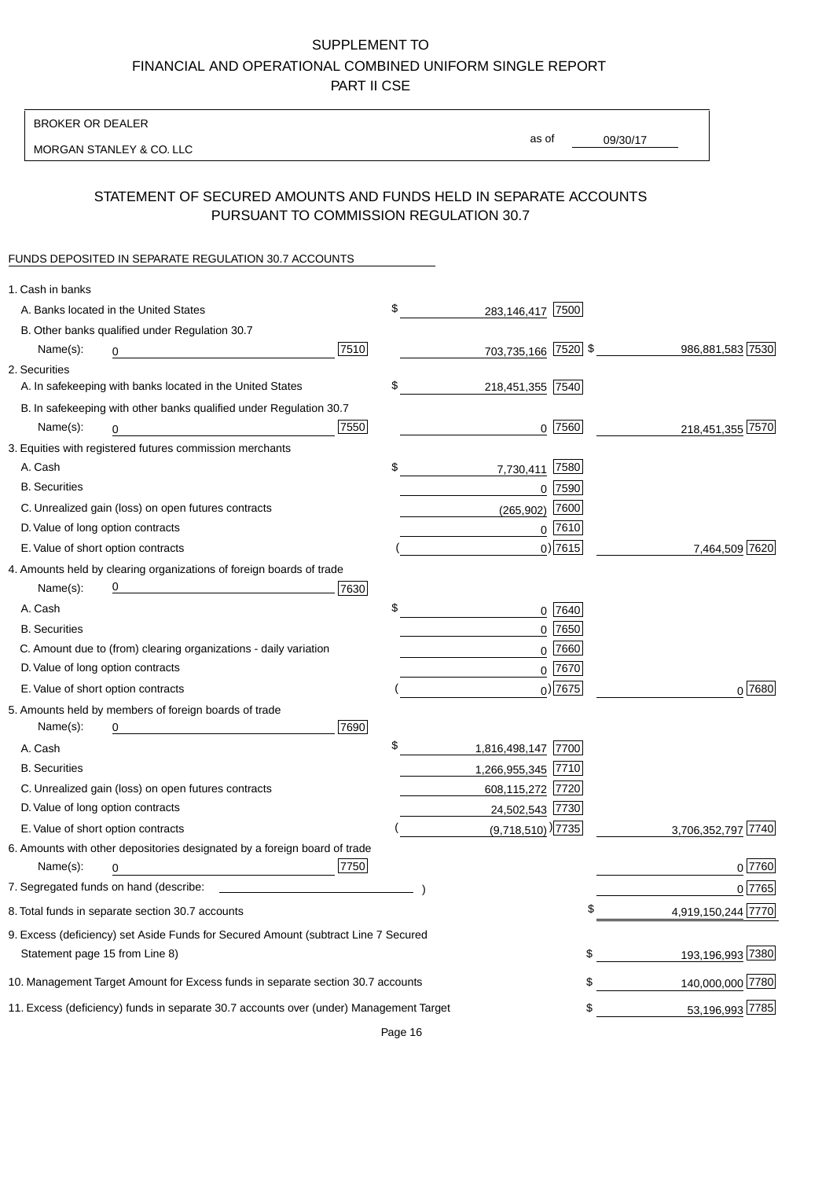SUPPLEMENT TO
FINANCIAL AND OPERATIONAL COMBINED UNIFORM SINGLE REPORT
PART II CSE

BROKER OR DEALER
MORGAN STANLEY & CO. LLC

as of 09/30/17

## STATEMENT OF SECURED AMOUNTS AND FUNDS HELD IN SEPARATE ACCOUNTS PURSUANT TO COMMISSION REGULATION 30.7

FUNDS DEPOSITED IN SEPARATE REGULATION 30.7 ACCOUNTS

| | | | | |
|---|---|---|---|---|
| 1. Cash in banks | | | | |
| A. Banks located in the United States | | $ 283,146,417 | 7500 | | |
| B. Other banks qualified under Regulation 30.7 Name(s): 0 | 7510 | 703,735,166 | 7520 | $ 986,881,583 7530 |
| 2. Securities | | | | |
| A. In safekeeping with banks located in the United States | | $ 218,451,355 | 7540 | |
| B. In safekeeping with other banks qualified under Regulation 30.7 Name(s): 0 | 7550 | 0 | 7560 | 218,451,355 7570 |
| 3. Equities with registered futures commission merchants | | | | |
| A. Cash | | $ 7,730,411 | 7580 | |
| B. Securities | | 0 | 7590 | |
| C. Unrealized gain (loss) on open futures contracts | | (265,902) | 7600 | |
| D. Value of long option contracts | | 0 | 7610 | |
| E. Value of short option contracts | | ( 0) | 7615 | 7,464,509 7620 |
| 4. Amounts held by clearing organizations of foreign boards of trade Name(s): 0 | 7630 | | | |
| A. Cash | | $ 0 | 7640 | |
| B. Securities | | 0 | 7650 | |
| C. Amount due to (from) clearing organizations - daily variation | | 0 | 7660 | |
| D. Value of long option contracts | | 0 | 7670 | |
| E. Value of short option contracts | | ( 0) | 7675 | 0 7680 |
| 5. Amounts held by members of foreign boards of trade Name(s): 0 | 7690 | | | |
| A. Cash | | $ 1,816,498,147 | 7700 | |
| B. Securities | | 1,266,955,345 | 7710 | |
| C. Unrealized gain (loss) on open futures contracts | | 608,115,272 | 7720 | |
| D. Value of long option contracts | | 24,502,543 | 7730 | |
| E. Value of short option contracts | | ( (9,718,510) ) | 7735 | 3,706,352,797 7740 |
| 6. Amounts with other depositories designated by a foreign board of trade Name(s): 0 | 7750 | | | 0 7760 |
| 7. Segregated funds on hand (describe: ) | | | | 0 7765 |
| 8. Total funds in separate section 30.7 accounts | | | | $ 4,919,150,244 7770 |
| 9. Excess (deficiency) set Aside Funds for Secured Amount (subtract Line 7 Secured Statement page 15 from Line 8) | | | | $ 193,196,993 7380 |
| 10. Management Target Amount for Excess funds in separate section 30.7 accounts | | | | $ 140,000,000 7780 |
| 11. Excess (deficiency) funds in separate 30.7 accounts over (under) Management Target | | | | $ 53,196,993 7785 |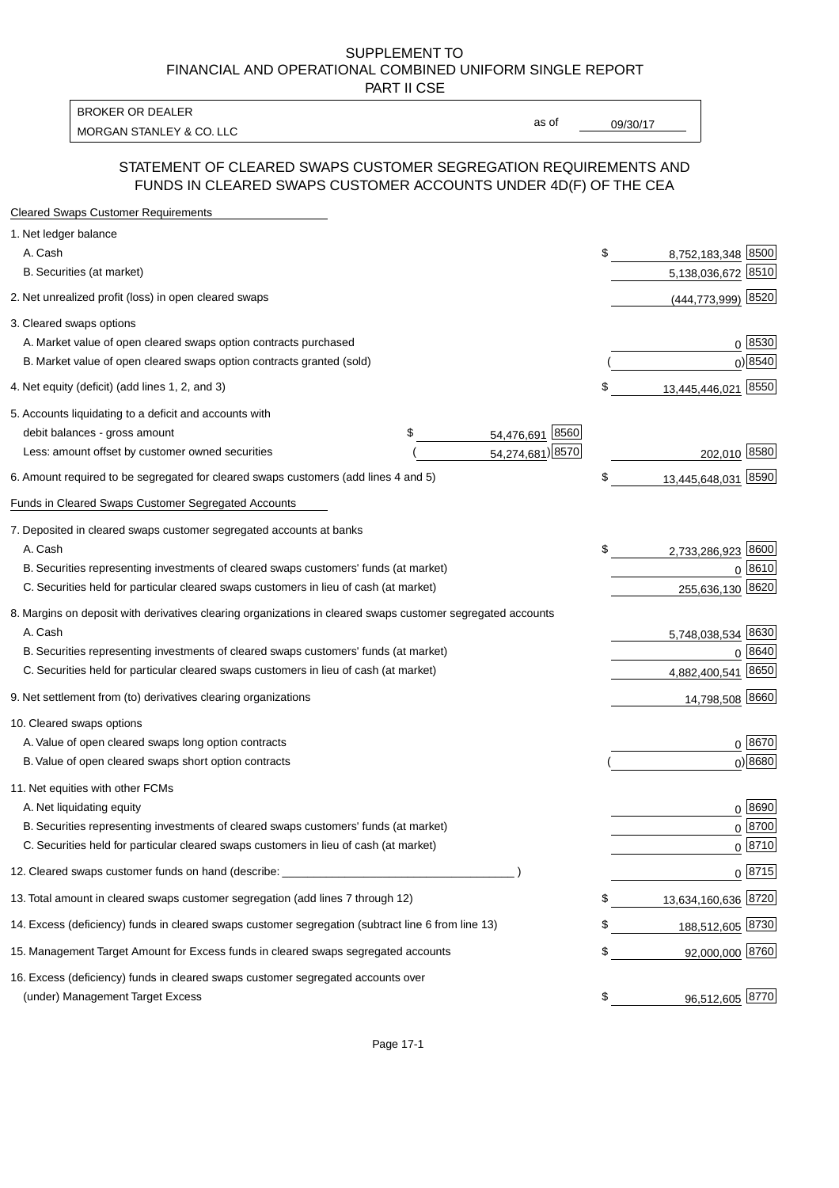SUPPLEMENT TO
FINANCIAL AND OPERATIONAL COMBINED UNIFORM SINGLE REPORT
PART II CSE

| BROKER OR DEALER | | |
|---|---|---|
| MORGAN STANLEY & CO. LLC | as of | 09/30/17 |

## STATEMENT OF CLEARED SWAPS CUSTOMER SEGREGATION REQUIREMENTS AND FUNDS IN CLEARED SWAPS CUSTOMER ACCOUNTS UNDER 4D(F) OF THE CEA

| | | | |
|---|---|---|---|
| **Cleared Swaps Customer Requirements** | | | |
| 1. Net ledger balance | | | |
| A. Cash | | $ 8,752,183,348 | 8500 |
| B. Securities (at market) | | 5,138,036,672 | 8510 |
| 2. Net unrealized profit (loss) in open cleared swaps | | (444,773,999) | 8520 |
| 3. Cleared swaps options | | | |
| A. Market value of open cleared swaps option contracts purchased | | 0 | 8530 |
| B. Market value of open cleared swaps option contracts granted (sold) | | ( 0) | 8540 |
| 4. Net equity (deficit) (add lines 1, 2, and 3) | | $ 13,445,446,021 | 8550 |
| 5. Accounts liquidating to a deficit and accounts with | | | |
| debit balances - gross amount | $ 54,476,691 8560 | | |
| Less: amount offset by customer owned securities | ( 54,274,681) 8570 | 202,010 | 8580 |
| 6. Amount required to be segregated for cleared swaps customers (add lines 4 and 5) | | $ 13,445,648,031 | 8590 |
| **Funds in Cleared Swaps Customer Segregated Accounts** | | | |
| 7. Deposited in cleared swaps customer segregated accounts at banks | | | |
| A. Cash | | $ 2,733,286,923 | 8600 |
| B. Securities representing investments of cleared swaps customers' funds (at market) | | 0 | 8610 |
| C. Securities held for particular cleared swaps customers in lieu of cash (at market) | | 255,636,130 | 8620 |
| 8. Margins on deposit with derivatives clearing organizations in cleared swaps customer segregated accounts | | | |
| A. Cash | | 5,748,038,534 | 8630 |
| B. Securities representing investments of cleared swaps customers' funds (at market) | | 0 | 8640 |
| C. Securities held for particular cleared swaps customers in lieu of cash (at market) | | 4,882,400,541 | 8650 |
| 9. Net settlement from (to) derivatives clearing organizations | | 14,798,508 | 8660 |
| 10. Cleared swaps options | | | |
| A. Value of open cleared swaps long option contracts | | 0 | 8670 |
| B. Value of open cleared swaps short option contracts | | ( 0) | 8680 |
| 11. Net equities with other FCMs | | | |
| A. Net liquidating equity | | 0 | 8690 |
| B. Securities representing investments of cleared swaps customers' funds (at market) | | 0 | 8700 |
| C. Securities held for particular cleared swaps customers in lieu of cash (at market) | | 0 | 8710 |
| 12. Cleared swaps customer funds on hand (describe: ___ ) | | 0 | 8715 |
| 13. Total amount in cleared swaps customer segregation (add lines 7 through 12) | | $ 13,634,160,636 | 8720 |
| 14. Excess (deficiency) funds in cleared swaps customer segregation (subtract line 6 from line 13) | | $ 188,512,605 | 8730 |
| 15. Management Target Amount for Excess funds in cleared swaps segregated accounts | | $ 92,000,000 | 8760 |
| 16. Excess (deficiency) funds in cleared swaps customer segregated accounts over (under) Management Target Excess | | $ 96,512,605 | 8770 |